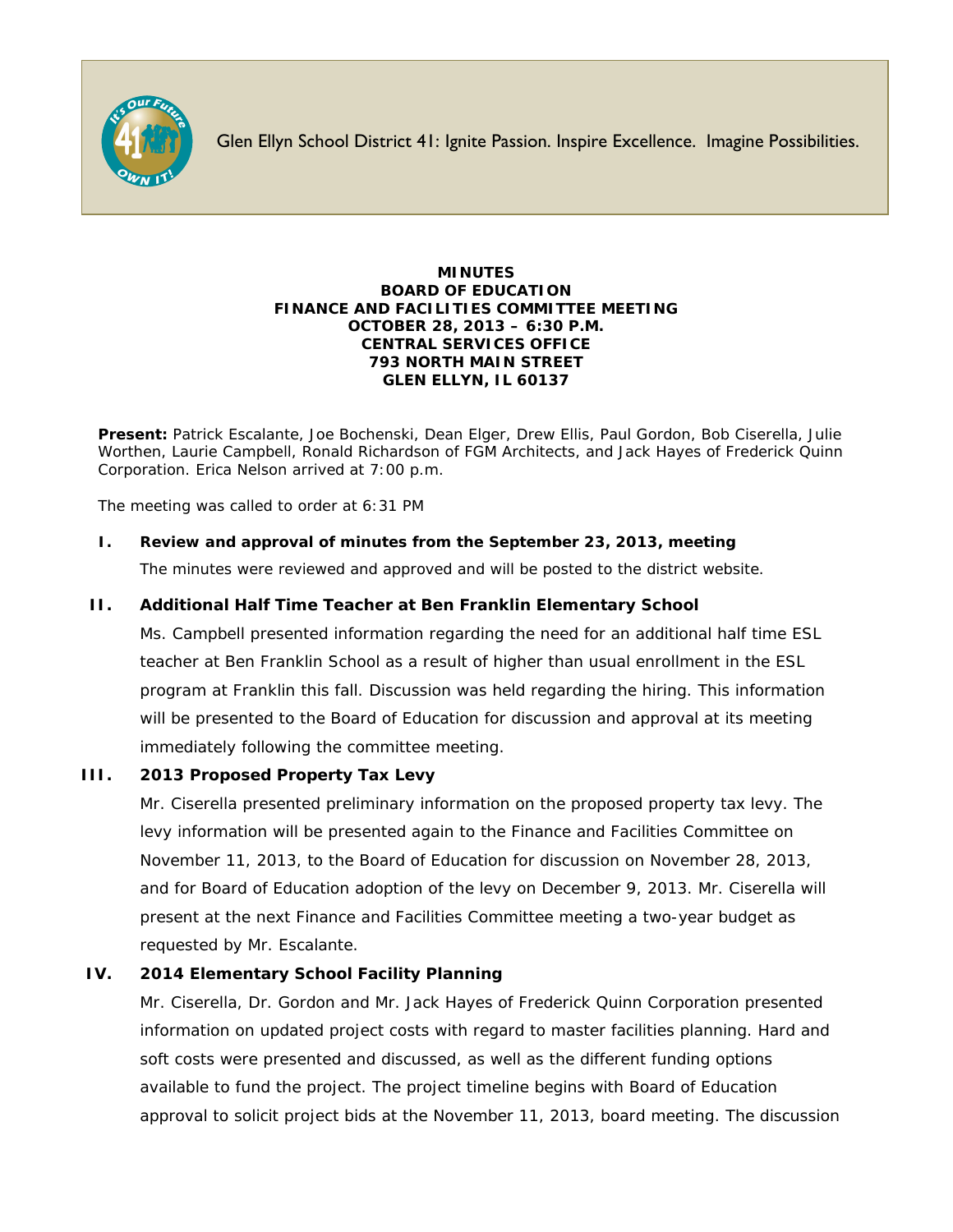Glen Ellyn School District 41: Ignite Passion. Inspire Excellence. Imagine Possibilities.

**MINUTES**
**BOARD OF EDUCATION**
**FINANCE AND FACILITIES COMMITTEE MEETING**
**OCTOBER 28, 2013 – 6:30 P.M.**
**CENTRAL SERVICES OFFICE**
**793 NORTH MAIN STREET**
**GLEN ELLYN, IL 60137**

**Present:** Patrick Escalante, Joe Bochenski, Dean Elger, Drew Ellis, Paul Gordon, Bob Ciserella, Julie Worthen, Laurie Campbell, Ronald Richardson of FGM Architects, and Jack Hayes of Frederick Quinn Corporation. Erica Nelson arrived at 7:00 p.m.

The meeting was called to order at 6:31 PM

**I. Review and approval of minutes from the September 23, 2013, meeting**

The minutes were reviewed and approved and will be posted to the district website.

**II. Additional Half Time Teacher at Ben Franklin Elementary School**

Ms. Campbell presented information regarding the need for an additional half time ESL teacher at Ben Franklin School as a result of higher than usual enrollment in the ESL program at Franklin this fall. Discussion was held regarding the hiring. This information will be presented to the Board of Education for discussion and approval at its meeting immediately following the committee meeting.

**III. 2013 Proposed Property Tax Levy**

Mr. Ciserella presented preliminary information on the proposed property tax levy. The levy information will be presented again to the Finance and Facilities Committee on November 11, 2013, to the Board of Education for discussion on November 28, 2013, and for Board of Education adoption of the levy on December 9, 2013. Mr. Ciserella will present at the next Finance and Facilities Committee meeting a two-year budget as requested by Mr. Escalante.

**IV. 2014 Elementary School Facility Planning**

Mr. Ciserella, Dr. Gordon and Mr. Jack Hayes of Frederick Quinn Corporation presented information on updated project costs with regard to master facilities planning. Hard and soft costs were presented and discussed, as well as the different funding options available to fund the project. The project timeline begins with Board of Education approval to solicit project bids at the November 11, 2013, board meeting. The discussion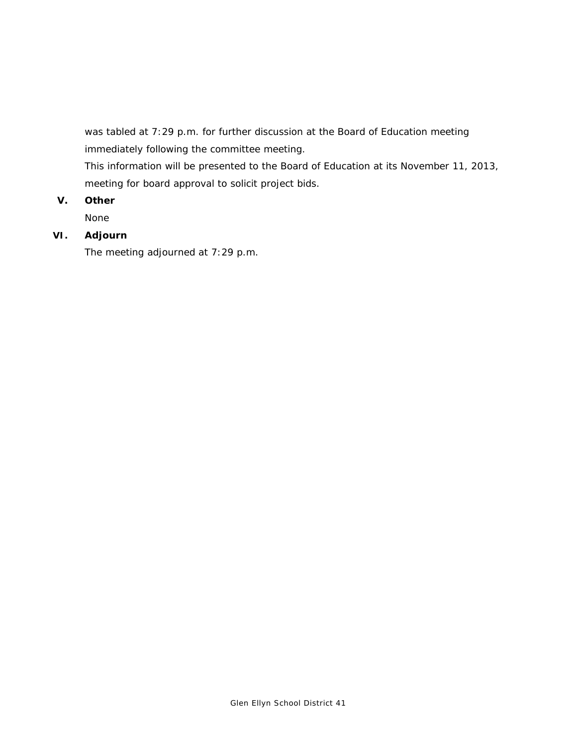was tabled at 7:29 p.m. for further discussion at the Board of Education meeting immediately following the committee meeting.

This information will be presented to the Board of Education at its November 11, 2013, meeting for board approval to solicit project bids.

**V. Other**

None

**VI. Adjourn**

The meeting adjourned at 7:29 p.m.